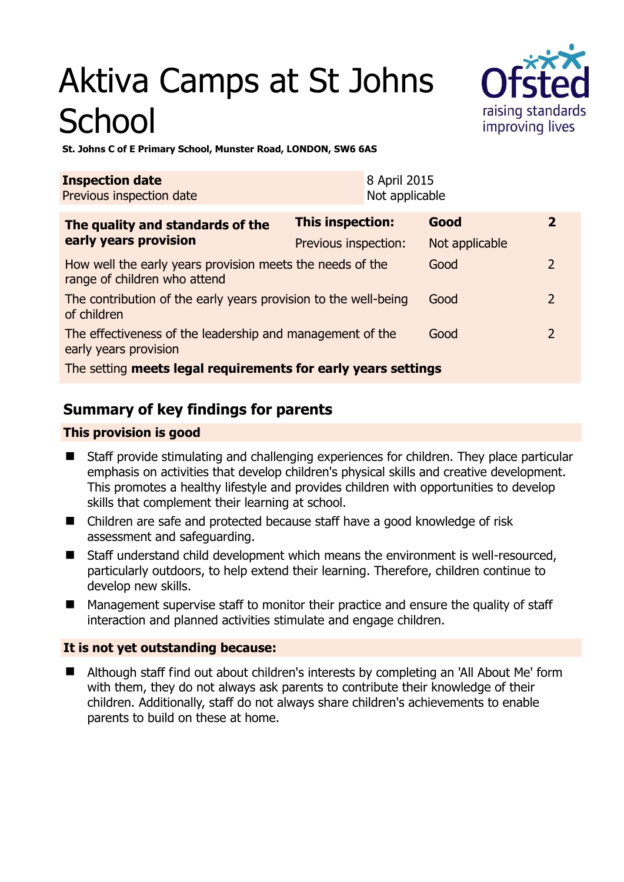# Aktiva Camps at St Johns School

**St. Johns C of E Primary School, Munster Road, LONDON, SW6 6AS**

| **Inspection date** | 8 April 2015 |
|---|---|
| Previous inspection date | Not applicable |

| **The quality and standards of the early years provision** | **This inspection:** | **Good** | **2** |
|---|---|---|---|
| | Previous inspection: | Not applicable | |
| How well the early years provision meets the needs of the range of children who attend | | Good | 2 |
| The contribution of the early years provision to the well-being of children | | Good | 2 |
| The effectiveness of the leadership and management of the early years provision | | Good | 2 |
| The setting **meets legal requirements for early years settings** | | | |

## Summary of key findings for parents

### This provision is good

- Staff provide stimulating and challenging experiences for children. They place particular emphasis on activities that develop children's physical skills and creative development. This promotes a healthy lifestyle and provides children with opportunities to develop skills that complement their learning at school.
- Children are safe and protected because staff have a good knowledge of risk assessment and safeguarding.
- Staff understand child development which means the environment is well-resourced, particularly outdoors, to help extend their learning. Therefore, children continue to develop new skills.
- Management supervise staff to monitor their practice and ensure the quality of staff interaction and planned activities stimulate and engage children.

### It is not yet outstanding because:

- Although staff find out about children's interests by completing an 'All About Me' form with them, they do not always ask parents to contribute their knowledge of their children. Additionally, staff do not always share children's achievements to enable parents to build on these at home.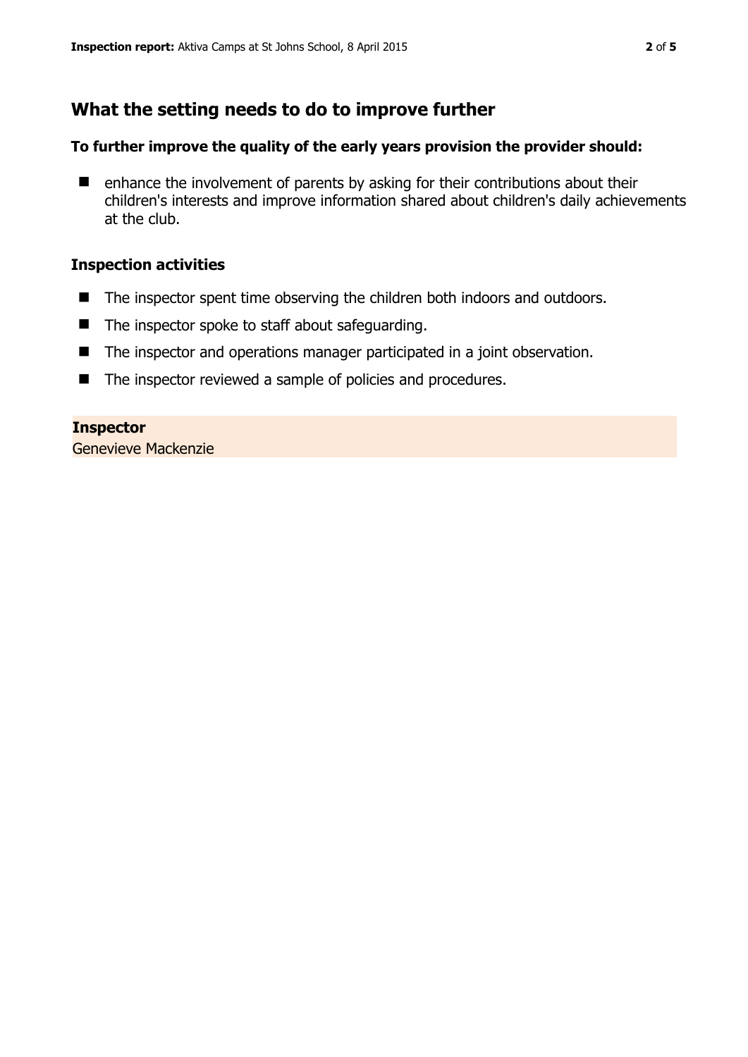## What the setting needs to do to improve further

### To further improve the quality of the early years provision the provider should:

- enhance the involvement of parents by asking for their contributions about their children's interests and improve information shared about children's daily achievements at the club.

### Inspection activities

- The inspector spent time observing the children both indoors and outdoors.
- The inspector spoke to staff about safeguarding.
- The inspector and operations manager participated in a joint observation.
- The inspector reviewed a sample of policies and procedures.

**Inspector**
Genevieve Mackenzie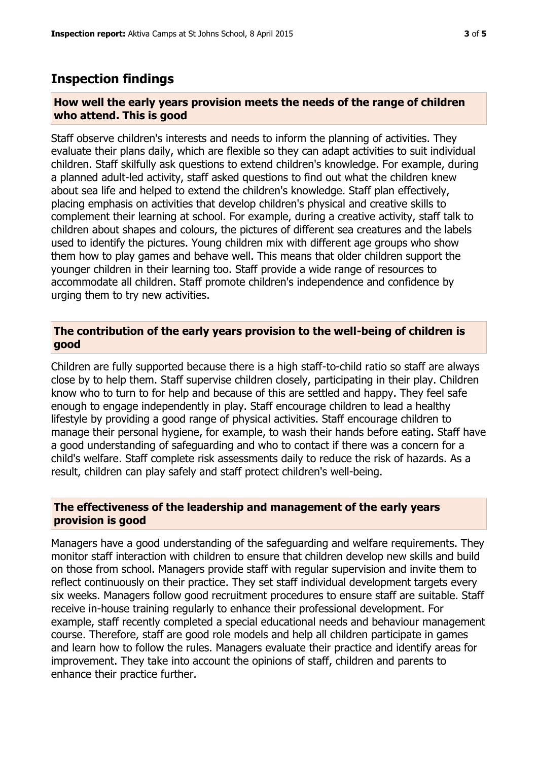## Inspection findings

### How well the early years provision meets the needs of the range of children who attend. This is good

Staff observe children's interests and needs to inform the planning of activities. They evaluate their plans daily, which are flexible so they can adapt activities to suit individual children. Staff skilfully ask questions to extend children's knowledge. For example, during a planned adult-led activity, staff asked questions to find out what the children knew about sea life and helped to extend the children's knowledge. Staff plan effectively, placing emphasis on activities that develop children's physical and creative skills to complement their learning at school. For example, during a creative activity, staff talk to children about shapes and colours, the pictures of different sea creatures and the labels used to identify the pictures. Young children mix with different age groups who show them how to play games and behave well. This means that older children support the younger children in their learning too. Staff provide a wide range of resources to accommodate all children. Staff promote children's independence and confidence by urging them to try new activities.

### The contribution of the early years provision to the well-being of children is good

Children are fully supported because there is a high staff-to-child ratio so staff are always close by to help them. Staff supervise children closely, participating in their play. Children know who to turn to for help and because of this are settled and happy. They feel safe enough to engage independently in play. Staff encourage children to lead a healthy lifestyle by providing a good range of physical activities. Staff encourage children to manage their personal hygiene, for example, to wash their hands before eating. Staff have a good understanding of safeguarding and who to contact if there was a concern for a child's welfare. Staff complete risk assessments daily to reduce the risk of hazards. As a result, children can play safely and staff protect children's well-being.

### The effectiveness of the leadership and management of the early years provision is good

Managers have a good understanding of the safeguarding and welfare requirements. They monitor staff interaction with children to ensure that children develop new skills and build on those from school. Managers provide staff with regular supervision and invite them to reflect continuously on their practice. They set staff individual development targets every six weeks. Managers follow good recruitment procedures to ensure staff are suitable. Staff receive in-house training regularly to enhance their professional development. For example, staff recently completed a special educational needs and behaviour management course. Therefore, staff are good role models and help all children participate in games and learn how to follow the rules. Managers evaluate their practice and identify areas for improvement. They take into account the opinions of staff, children and parents to enhance their practice further.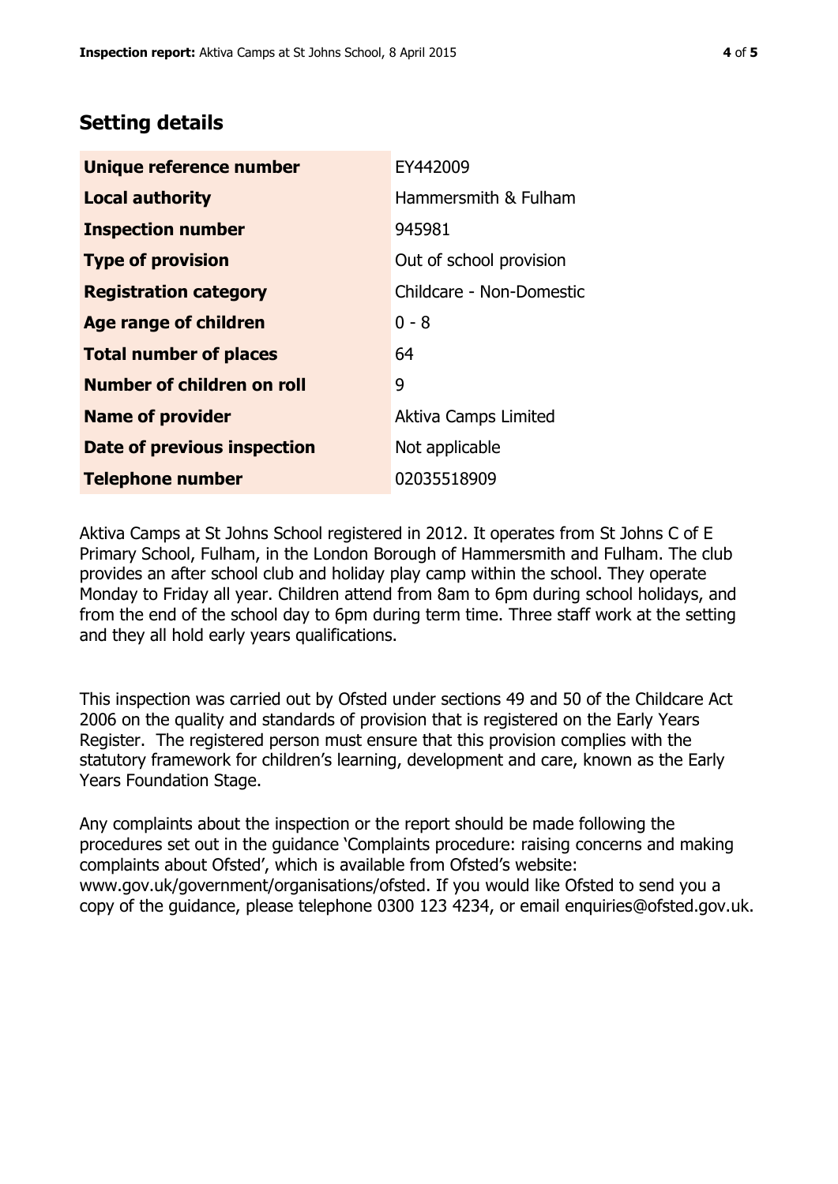## Setting details

| | |
|---|---|
| **Unique reference number** | EY442009 |
| **Local authority** | Hammersmith & Fulham |
| **Inspection number** | 945981 |
| **Type of provision** | Out of school provision |
| **Registration category** | Childcare - Non-Domestic |
| **Age range of children** | 0 - 8 |
| **Total number of places** | 64 |
| **Number of children on roll** | 9 |
| **Name of provider** | Aktiva Camps Limited |
| **Date of previous inspection** | Not applicable |
| **Telephone number** | 02035518909 |

Aktiva Camps at St Johns School registered in 2012. It operates from St Johns C of E Primary School, Fulham, in the London Borough of Hammersmith and Fulham. The club provides an after school club and holiday play camp within the school. They operate Monday to Friday all year. Children attend from 8am to 6pm during school holidays, and from the end of the school day to 6pm during term time. Three staff work at the setting and they all hold early years qualifications.

This inspection was carried out by Ofsted under sections 49 and 50 of the Childcare Act 2006 on the quality and standards of provision that is registered on the Early Years Register. The registered person must ensure that this provision complies with the statutory framework for children's learning, development and care, known as the Early Years Foundation Stage.

Any complaints about the inspection or the report should be made following the procedures set out in the guidance 'Complaints procedure: raising concerns and making complaints about Ofsted', which is available from Ofsted's website: www.gov.uk/government/organisations/ofsted. If you would like Ofsted to send you a copy of the guidance, please telephone 0300 123 4234, or email enquiries@ofsted.gov.uk.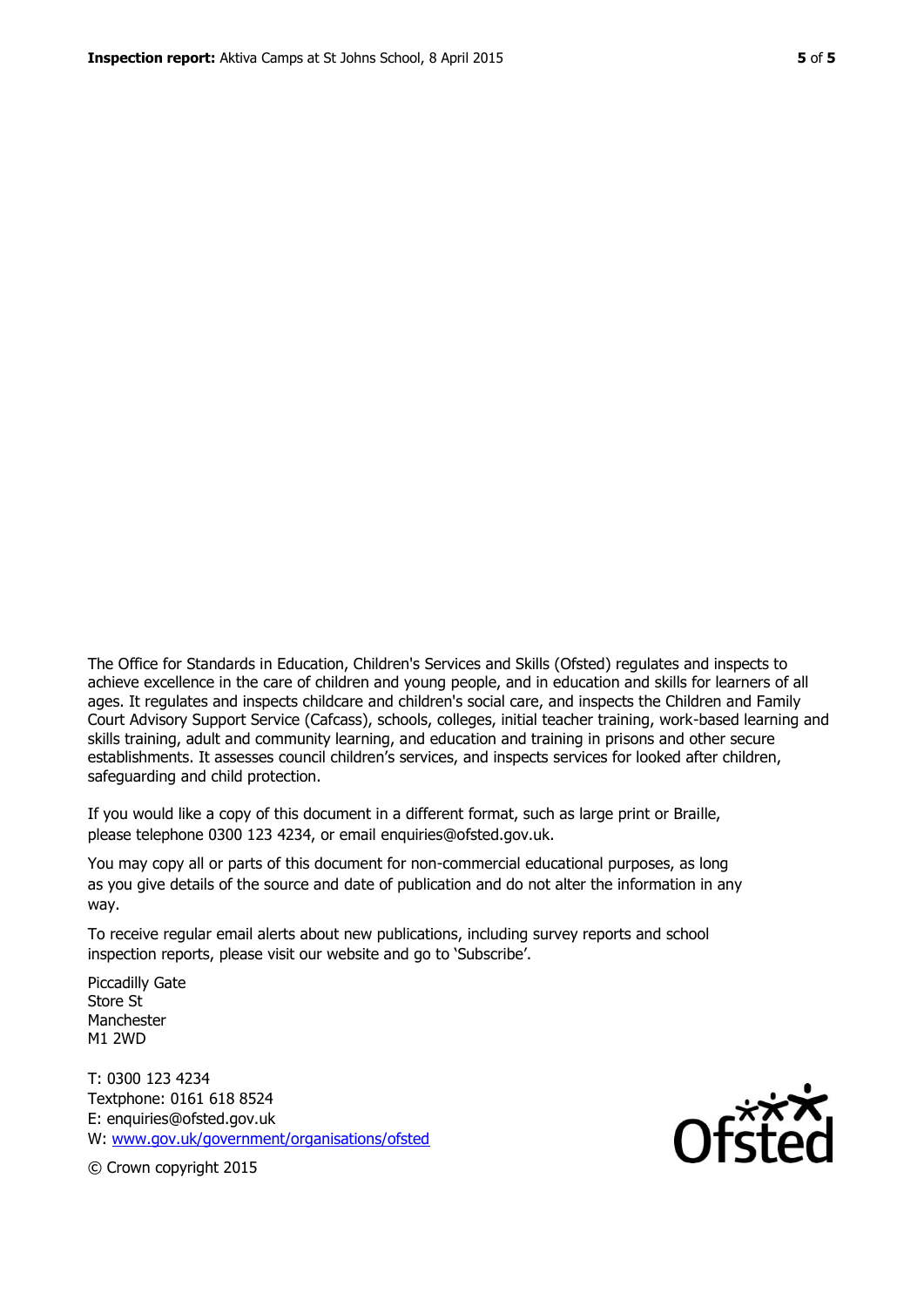The Office for Standards in Education, Children's Services and Skills (Ofsted) regulates and inspects to achieve excellence in the care of children and young people, and in education and skills for learners of all ages. It regulates and inspects childcare and children's social care, and inspects the Children and Family Court Advisory Support Service (Cafcass), schools, colleges, initial teacher training, work-based learning and skills training, adult and community learning, and education and training in prisons and other secure establishments. It assesses council children's services, and inspects services for looked after children, safeguarding and child protection.

If you would like a copy of this document in a different format, such as large print or Braille, please telephone 0300 123 4234, or email enquiries@ofsted.gov.uk.

You may copy all or parts of this document for non-commercial educational purposes, as long as you give details of the source and date of publication and do not alter the information in any way.

To receive regular email alerts about new publications, including survey reports and school inspection reports, please visit our website and go to 'Subscribe'.

Piccadilly Gate
Store St
Manchester
M1 2WD

T: 0300 123 4234
Textphone: 0161 618 8524
E: enquiries@ofsted.gov.uk
W: [www.gov.uk/government/organisations/ofsted](http://www.gov.uk/government/organisations/ofsted)

© Crown copyright 2015